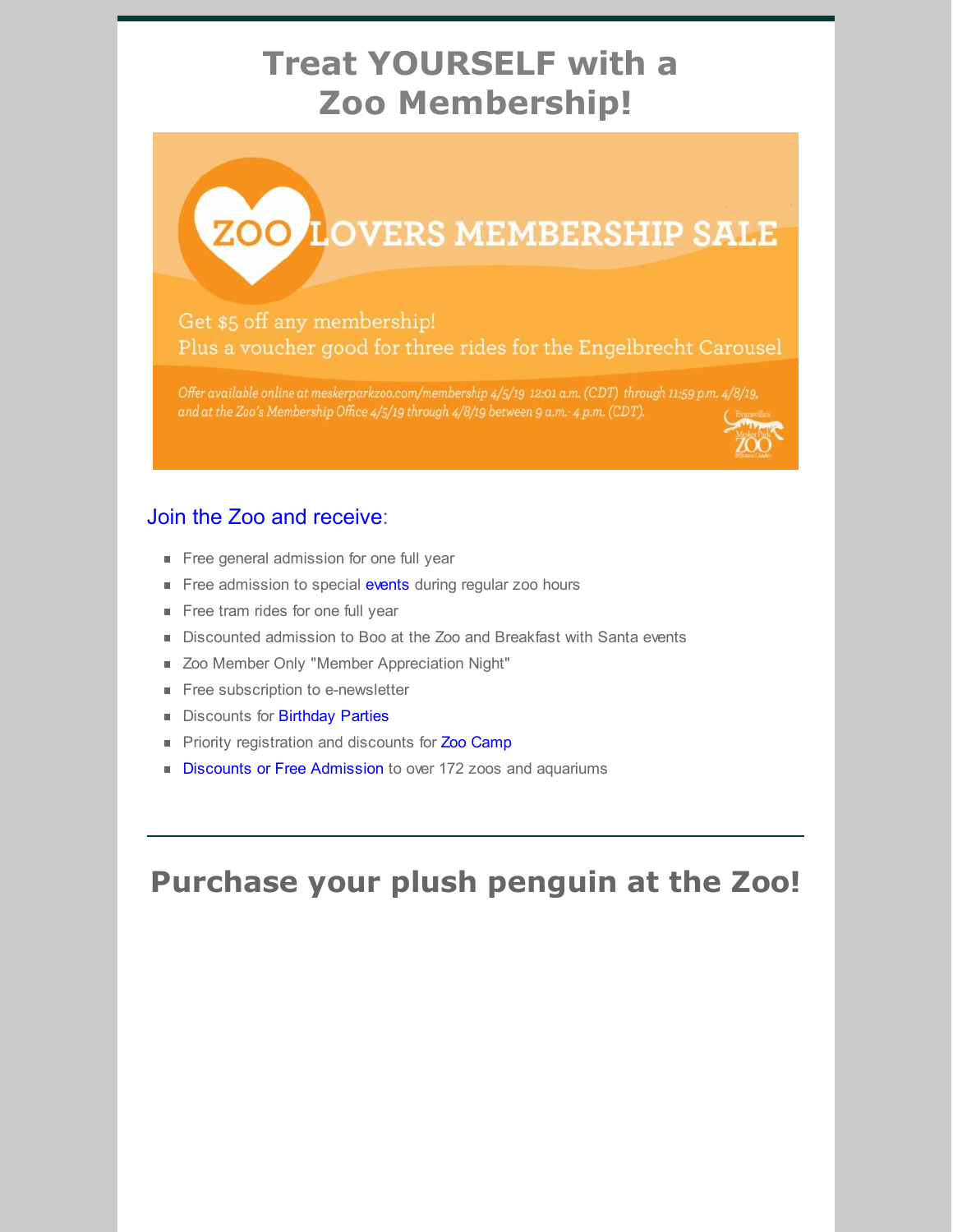# Treat YOURSELF with a Zoo Membership!

ZOO LOVERS MEMBERSHIP SALE

Get $5 off any membership!
Plus a voucher good for three rides for the Engelbrecht Carousel

*Offer available online at meskerparkzoo.com/membership 4/5/19 12:01 a.m. (CDT) through 11:59 p.m. 4/8/19, and at the Zoo's Membership Office 4/5/19 through 4/8/19 between 9 a.m.- 4 p.m. (CDT).*

Join the Zoo and receive:

- Free general admission for one full year
- Free admission to special events during regular zoo hours
- Free tram rides for one full year
- Discounted admission to Boo at the Zoo and Breakfast with Santa events
- Zoo Member Only "Member Appreciation Night"
- Free subscription to e-newsletter
- Discounts for Birthday Parties
- Priority registration and discounts for Zoo Camp
- Discounts or Free Admission to over 172 zoos and aquariums

---

# Purchase your plush penguin at the Zoo!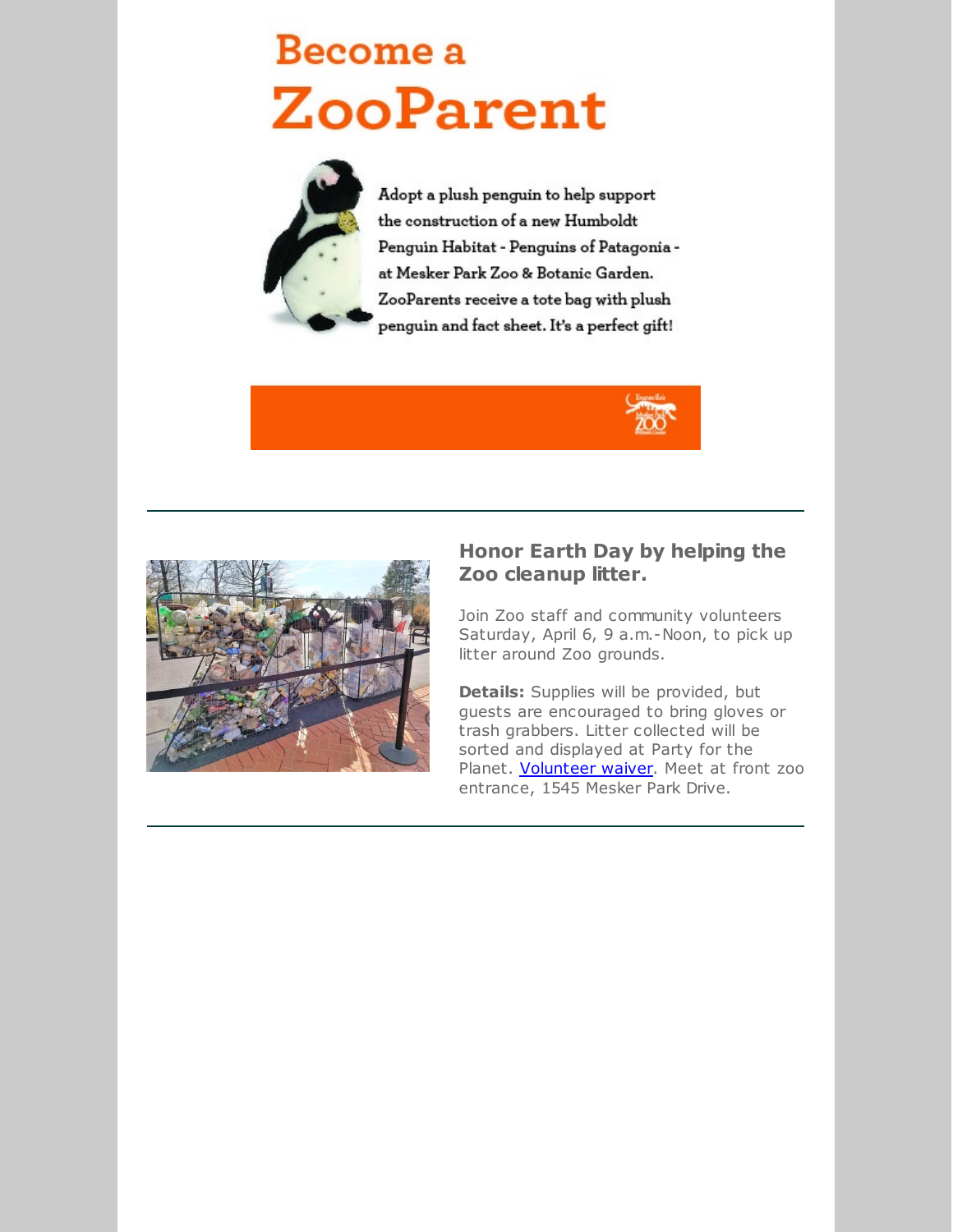# Become a ZooParent

Adopt a plush penguin to help support the construction of a new Humboldt Penguin Habitat - Penguins of Patagonia - at Mesker Park Zoo & Botanic Garden. ZooParents receive a tote bag with plush penguin and fact sheet. It's a perfect gift!

---

### Honor Earth Day by helping the Zoo cleanup litter.

Join Zoo staff and community volunteers Saturday, April 6, 9 a.m.-Noon, to pick up litter around Zoo grounds.

**Details:** Supplies will be provided, but guests are encouraged to bring gloves or trash grabbers. Litter collected will be sorted and displayed at Party for the Planet. Volunteer waiver. Meet at front zoo entrance, 1545 Mesker Park Drive.

---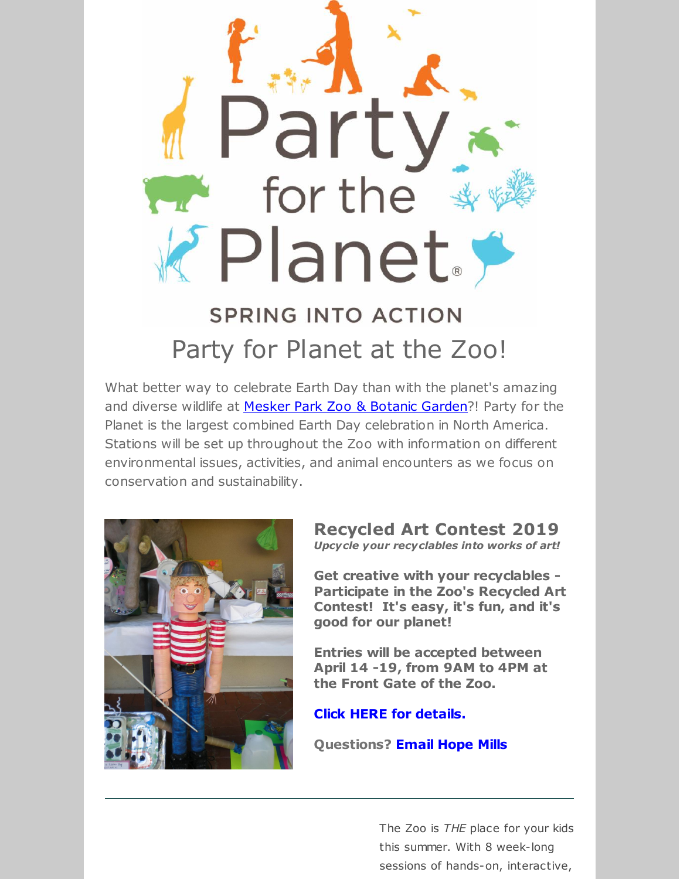# Party for the Planet

SPRING INTO ACTION

## Party for Planet at the Zoo!

What better way to celebrate Earth Day than with the planet's amazing and diverse wildlife at Mesker Park Zoo & Botanic Garden?! Party for the Planet is the largest combined Earth Day celebration in North America. Stations will be set up throughout the Zoo with information on different environmental issues, activities, and animal encounters as we focus on conservation and sustainability.

### Recycled Art Contest 2019

***Upcycle your recyclables into works of art!***

**Get creative with your recyclables - Participate in the Zoo's Recycled Art Contest! It's easy, it's fun, and it's good for our planet!**

**Entries will be accepted between April 14 -19, from 9AM to 4PM at the Front Gate of the Zoo.**

**Click HERE for details.**

**Questions? Email Hope Mills**

---

The Zoo is *THE* place for your kids this summer. With 8 week-long sessions of hands-on, interactive,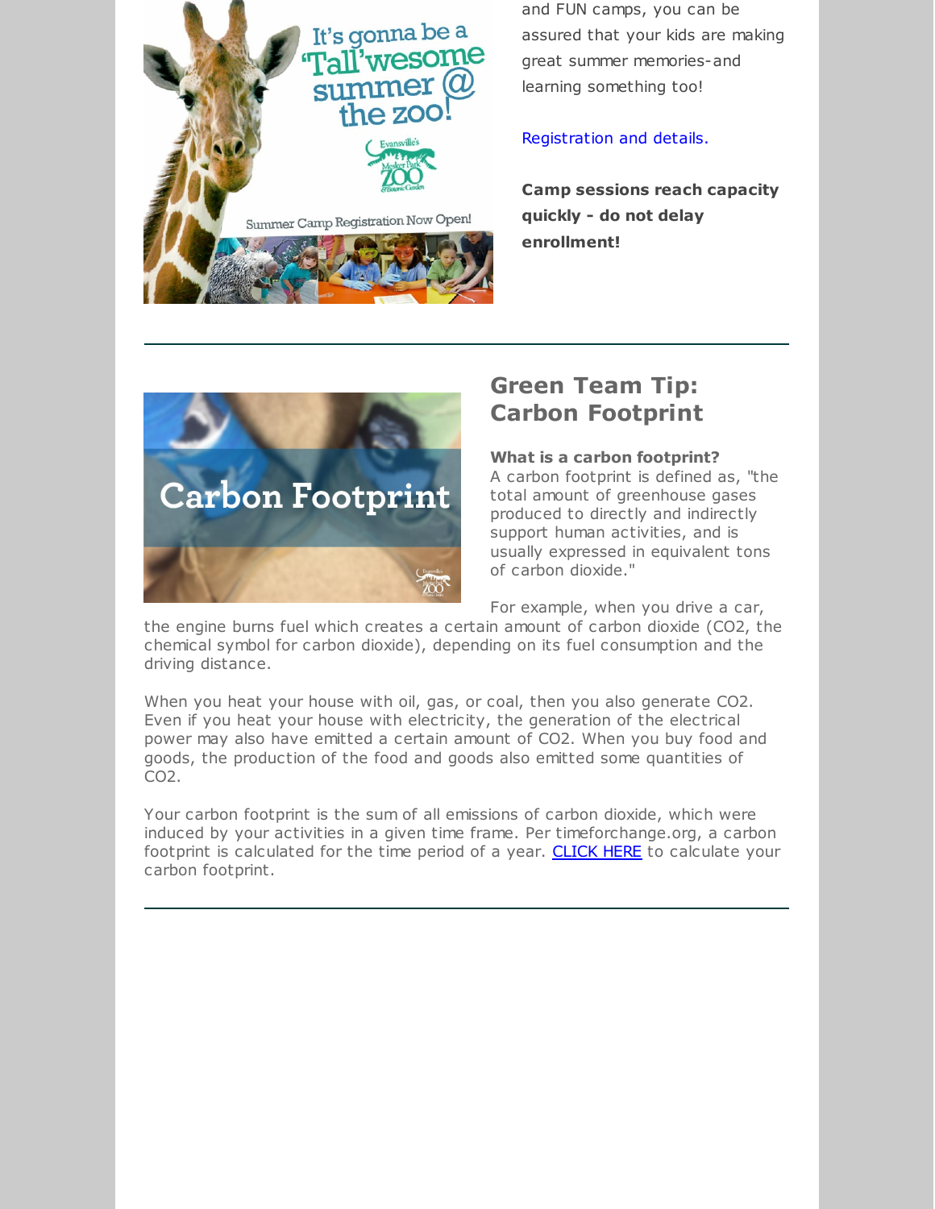and FUN camps, you can be assured that your kids are making great summer memories-and learning something too!

Registration and details.

**Camp sessions reach capacity quickly - do not delay enrollment!**

---

## Green Team Tip: Carbon Footprint

**What is a carbon footprint?**
A carbon footprint is defined as, "the total amount of greenhouse gases produced to directly and indirectly support human activities, and is usually expressed in equivalent tons of carbon dioxide."

For example, when you drive a car, the engine burns fuel which creates a certain amount of carbon dioxide ($CO_2$, the chemical symbol for carbon dioxide), depending on its fuel consumption and the driving distance.

When you heat your house with oil, gas, or coal, then you also generate $CO_2$. Even if you heat your house with electricity, the generation of the electrical power may also have emitted a certain amount of $CO_2$. When you buy food and goods, the production of the food and goods also emitted some quantities of $CO_2$.

Your carbon footprint is the sum of all emissions of carbon dioxide, which were induced by your activities in a given time frame. Per timeforchange.org, a carbon footprint is calculated for the time period of a year. CLICK HERE to calculate your carbon footprint.

---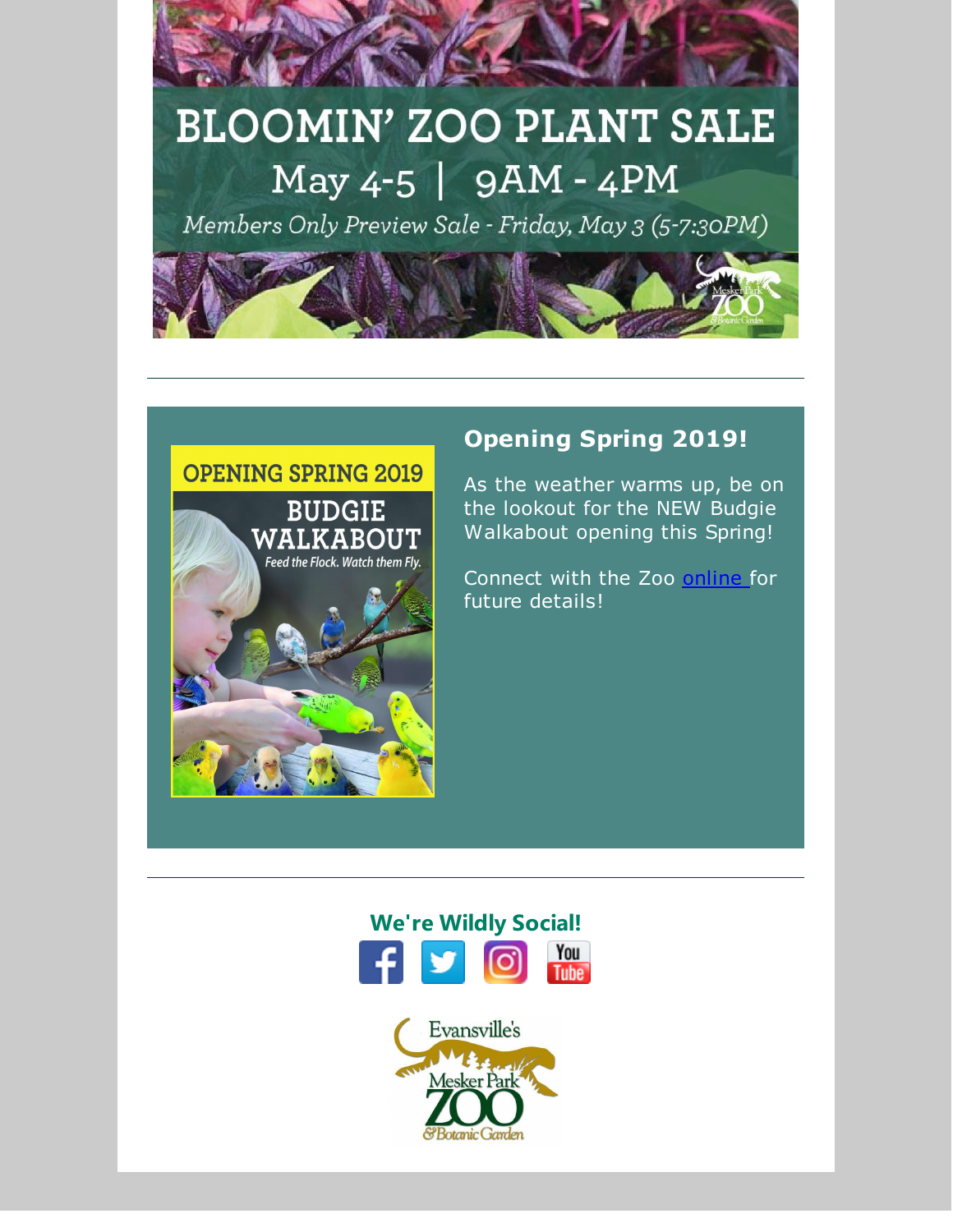# BLOOMIN' ZOO PLANT SALE

May 4-5 | 9AM - 4PM

*Members Only Preview Sale - Friday, May 3 (5-7:30PM)*

---

OPENING SPRING 2019

BUDGIE WALKABOUT

*Feed the Flock. Watch them Fly.*

## Opening Spring 2019!

As the weather warms up, be on the lookout for the NEW Budgie Walkabout opening this Spring!

Connect with the Zoo online for future details!

---

**We're Wildly Social!**

Evansville's Mesker Park Zoo & Botanic Garden